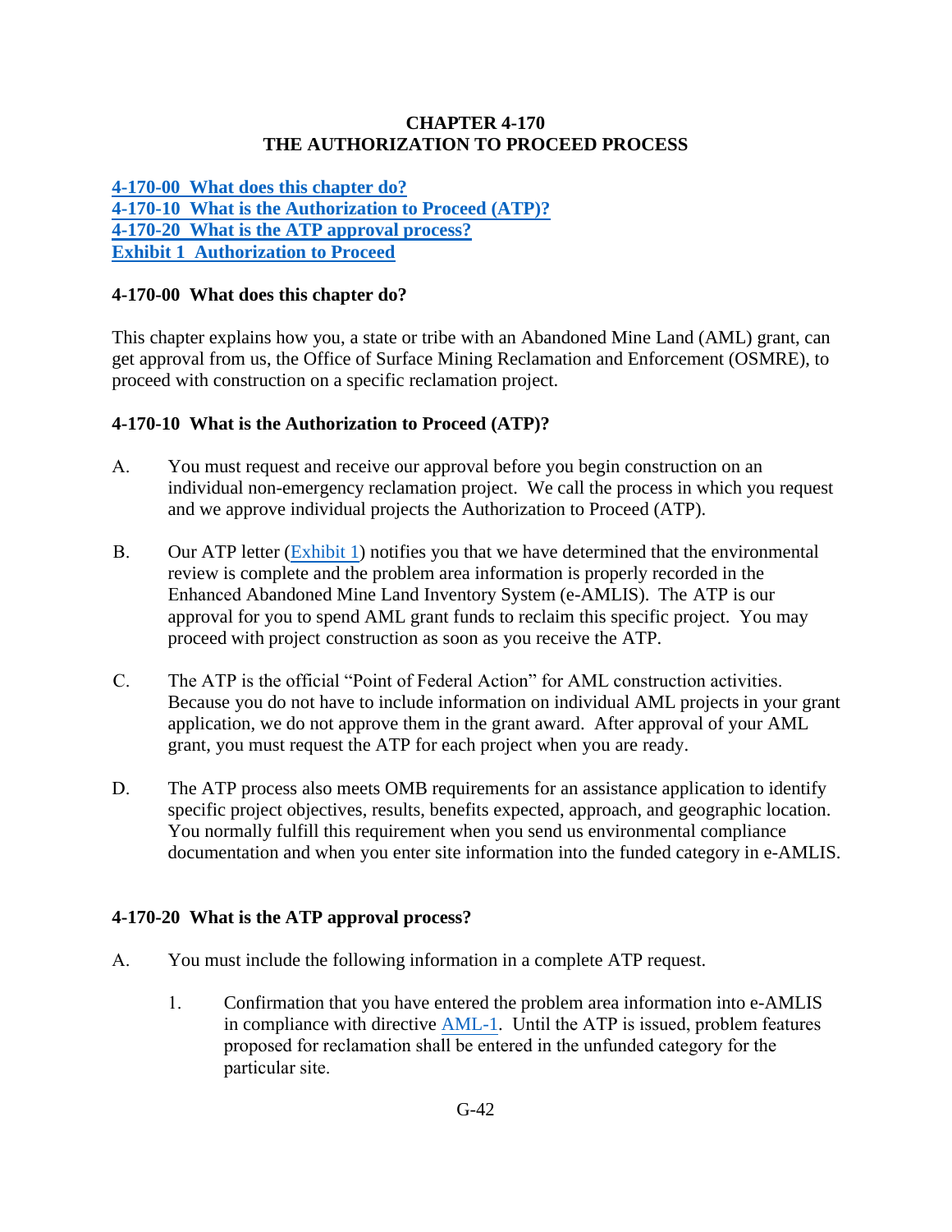# CHAPTER 4-170
# THE AUTHORIZATION TO PROCEED PROCESS

**4-170-00 What does this chapter do?**
**4-170-10 What is the Authorization to Proceed (ATP)?**
**4-170-20 What is the ATP approval process?**
**Exhibit 1 Authorization to Proceed**

## 4-170-00 What does this chapter do?

This chapter explains how you, a state or tribe with an Abandoned Mine Land (AML) grant, can get approval from us, the Office of Surface Mining Reclamation and Enforcement (OSMRE), to proceed with construction on a specific reclamation project.

## 4-170-10 What is the Authorization to Proceed (ATP)?

A. You must request and receive our approval before you begin construction on an individual non-emergency reclamation project. We call the process in which you request and we approve individual projects the Authorization to Proceed (ATP).

B. Our ATP letter (Exhibit 1) notifies you that we have determined that the environmental review is complete and the problem area information is properly recorded in the Enhanced Abandoned Mine Land Inventory System (e-AMLIS). The ATP is our approval for you to spend AML grant funds to reclaim this specific project. You may proceed with project construction as soon as you receive the ATP.

C. The ATP is the official "Point of Federal Action" for AML construction activities. Because you do not have to include information on individual AML projects in your grant application, we do not approve them in the grant award. After approval of your AML grant, you must request the ATP for each project when you are ready.

D. The ATP process also meets OMB requirements for an assistance application to identify specific project objectives, results, benefits expected, approach, and geographic location. You normally fulfill this requirement when you send us environmental compliance documentation and when you enter site information into the funded category in e-AMLIS.

## 4-170-20 What is the ATP approval process?

A. You must include the following information in a complete ATP request.

   1. Confirmation that you have entered the problem area information into e-AMLIS in compliance with directive AML-1. Until the ATP is issued, problem features proposed for reclamation shall be entered in the unfunded category for the particular site.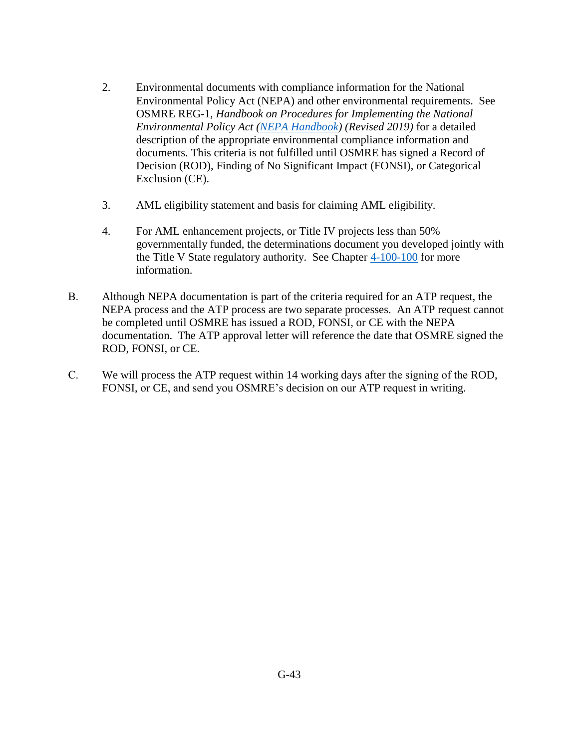2. Environmental documents with compliance information for the National Environmental Policy Act (NEPA) and other environmental requirements. See OSMRE REG-1, *Handbook on Procedures for Implementing the National Environmental Policy Act* (*NEPA Handbook*) *(Revised 2019)* for a detailed description of the appropriate environmental compliance information and documents. This criteria is not fulfilled until OSMRE has signed a Record of Decision (ROD), Finding of No Significant Impact (FONSI), or Categorical Exclusion (CE).

3. AML eligibility statement and basis for claiming AML eligibility.

4. For AML enhancement projects, or Title IV projects less than 50% governmentally funded, the determinations document you developed jointly with the Title V State regulatory authority. See Chapter 4-100-100 for more information.

B. Although NEPA documentation is part of the criteria required for an ATP request, the NEPA process and the ATP process are two separate processes. An ATP request cannot be completed until OSMRE has issued a ROD, FONSI, or CE with the NEPA documentation. The ATP approval letter will reference the date that OSMRE signed the ROD, FONSI, or CE.

C. We will process the ATP request within 14 working days after the signing of the ROD, FONSI, or CE, and send you OSMRE's decision on our ATP request in writing.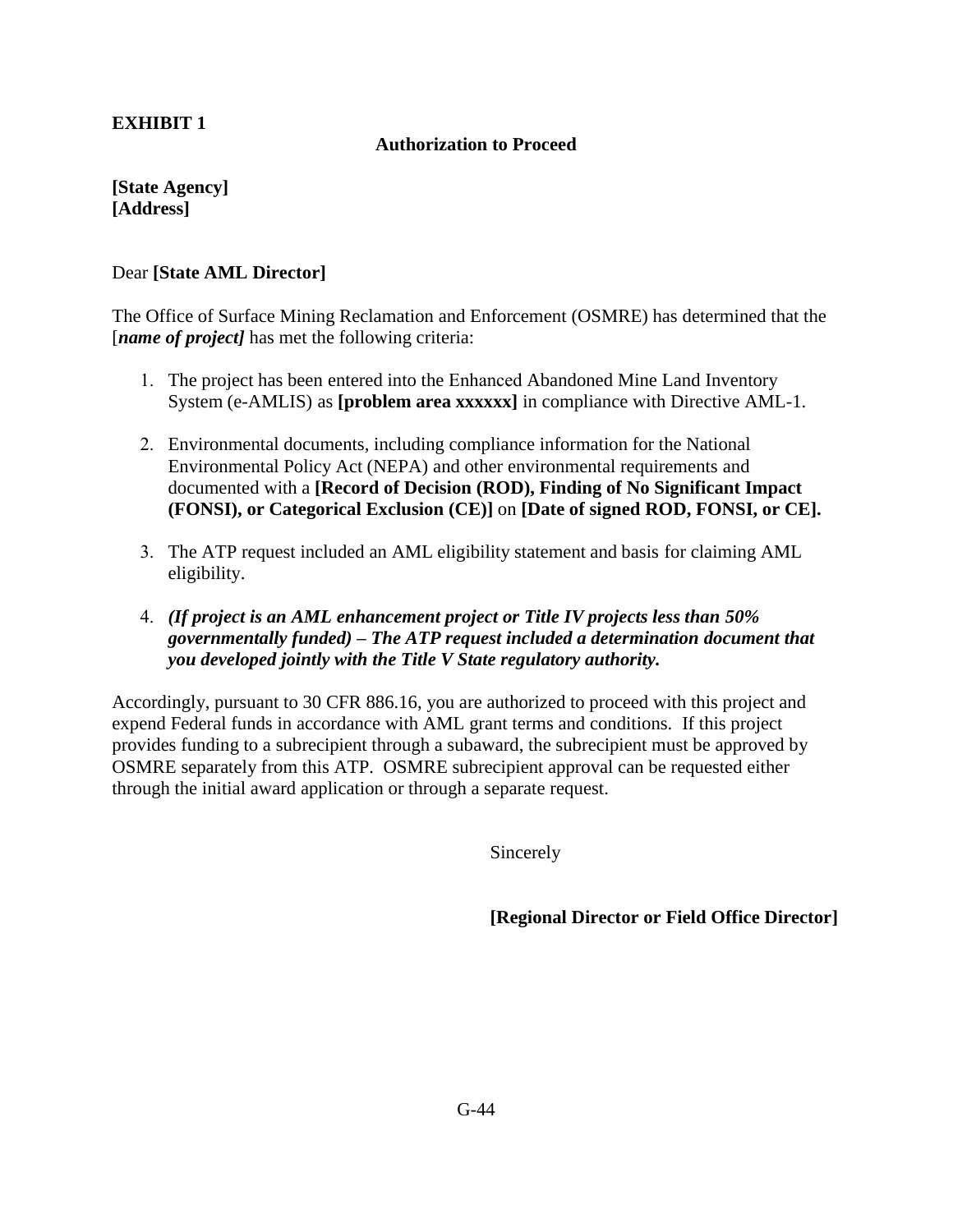**EXHIBIT 1**

**Authorization to Proceed**

**[State Agency]**
**[Address]**

Dear **[State AML Director]**

The Office of Surface Mining Reclamation and Enforcement (OSMRE) has determined that the [***name of project]*** has met the following criteria:

1. The project has been entered into the Enhanced Abandoned Mine Land Inventory System (e-AMLIS) as **[problem area xxxxxx]** in compliance with Directive AML-1.

2. Environmental documents, including compliance information for the National Environmental Policy Act (NEPA) and other environmental requirements and documented with a **[Record of Decision (ROD), Finding of No Significant Impact (FONSI), or Categorical Exclusion (CE)]** on **[Date of signed ROD, FONSI, or CE].**

3. The ATP request included an AML eligibility statement and basis for claiming AML eligibility.

4. ***(If project is an AML enhancement project or Title IV projects less than 50% governmentally funded) – The ATP request included a determination document that you developed jointly with the Title V State regulatory authority.***

Accordingly, pursuant to 30 CFR 886.16, you are authorized to proceed with this project and expend Federal funds in accordance with AML grant terms and conditions. If this project provides funding to a subrecipient through a subaward, the subrecipient must be approved by OSMRE separately from this ATP. OSMRE subrecipient approval can be requested either through the initial award application or through a separate request.

Sincerely

**[Regional Director or Field Office Director]**